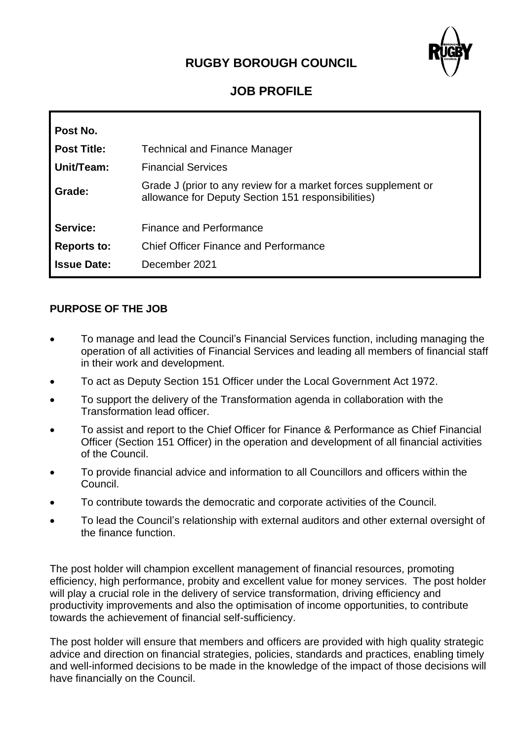# RUGBY BOROUGH COUNCIL

## JOB PROFILE

| | |
|---|---|
| **Post No.** | |
| **Post Title:** | Technical and Finance Manager |
| **Unit/Team:** | Financial Services |
| **Grade:** | Grade J (prior to any review for a market forces supplement or allowance for Deputy Section 151 responsibilities) |
| **Service:** | Finance and Performance |
| **Reports to:** | Chief Officer Finance and Performance |
| **Issue Date:** | December 2021 |

**PURPOSE OF THE JOB**

- To manage and lead the Council's Financial Services function, including managing the operation of all activities of Financial Services and leading all members of financial staff in their work and development.
- To act as Deputy Section 151 Officer under the Local Government Act 1972.
- To support the delivery of the Transformation agenda in collaboration with the Transformation lead officer.
- To assist and report to the Chief Officer for Finance & Performance as Chief Financial Officer (Section 151 Officer) in the operation and development of all financial activities of the Council.
- To provide financial advice and information to all Councillors and officers within the Council.
- To contribute towards the democratic and corporate activities of the Council.
- To lead the Council's relationship with external auditors and other external oversight of the finance function.

The post holder will champion excellent management of financial resources, promoting efficiency, high performance, probity and excellent value for money services. The post holder will play a crucial role in the delivery of service transformation, driving efficiency and productivity improvements and also the optimisation of income opportunities, to contribute towards the achievement of financial self-sufficiency.

The post holder will ensure that members and officers are provided with high quality strategic advice and direction on financial strategies, policies, standards and practices, enabling timely and well-informed decisions to be made in the knowledge of the impact of those decisions will have financially on the Council.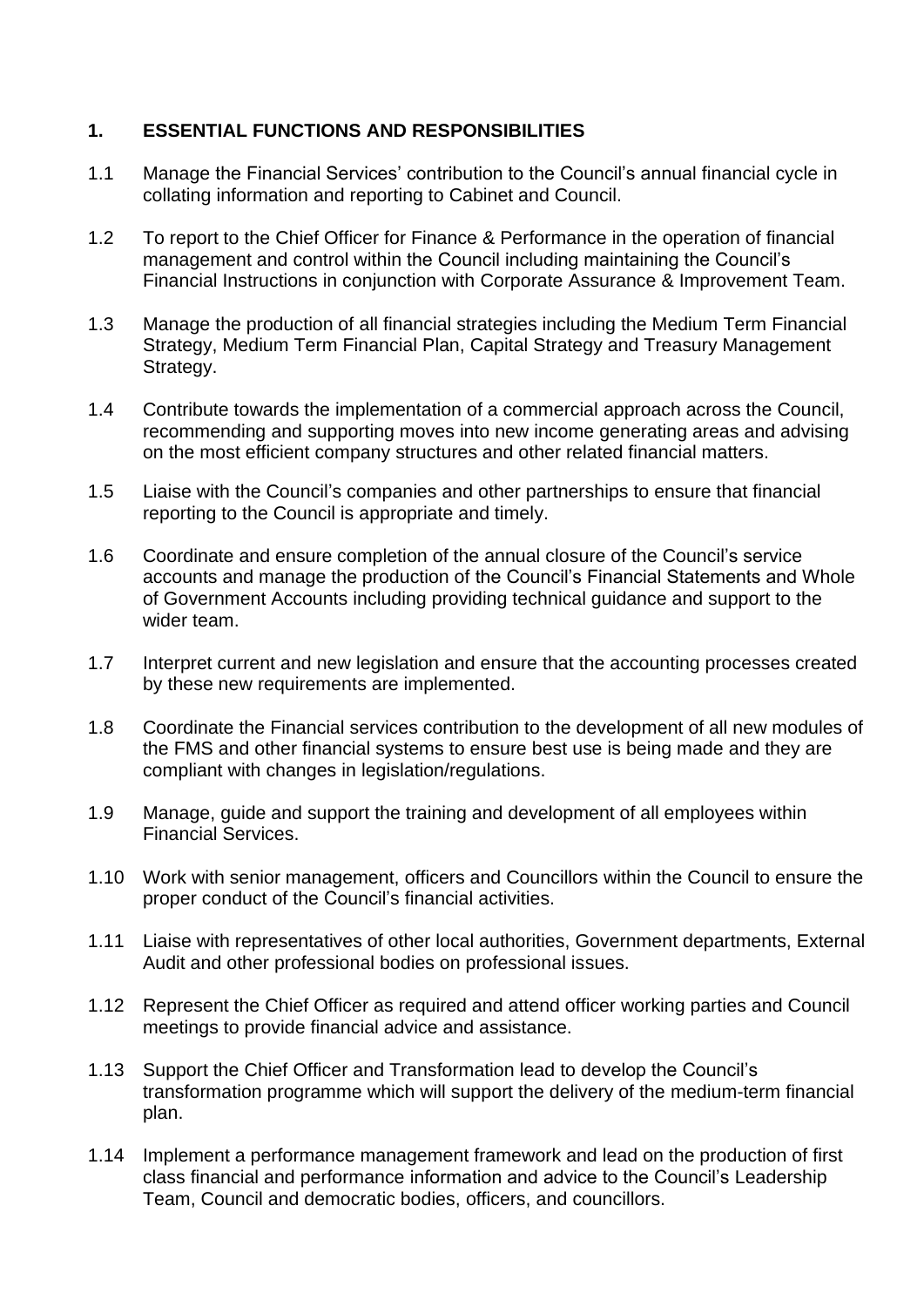## 1. ESSENTIAL FUNCTIONS AND RESPONSIBILITIES

1.1 Manage the Financial Services' contribution to the Council's annual financial cycle in collating information and reporting to Cabinet and Council.

1.2 To report to the Chief Officer for Finance & Performance in the operation of financial management and control within the Council including maintaining the Council's Financial Instructions in conjunction with Corporate Assurance & Improvement Team.

1.3 Manage the production of all financial strategies including the Medium Term Financial Strategy, Medium Term Financial Plan, Capital Strategy and Treasury Management Strategy.

1.4 Contribute towards the implementation of a commercial approach across the Council, recommending and supporting moves into new income generating areas and advising on the most efficient company structures and other related financial matters.

1.5 Liaise with the Council's companies and other partnerships to ensure that financial reporting to the Council is appropriate and timely.

1.6 Coordinate and ensure completion of the annual closure of the Council's service accounts and manage the production of the Council's Financial Statements and Whole of Government Accounts including providing technical guidance and support to the wider team.

1.7 Interpret current and new legislation and ensure that the accounting processes created by these new requirements are implemented.

1.8 Coordinate the Financial services contribution to the development of all new modules of the FMS and other financial systems to ensure best use is being made and they are compliant with changes in legislation/regulations.

1.9 Manage, guide and support the training and development of all employees within Financial Services.

1.10 Work with senior management, officers and Councillors within the Council to ensure the proper conduct of the Council's financial activities.

1.11 Liaise with representatives of other local authorities, Government departments, External Audit and other professional bodies on professional issues.

1.12 Represent the Chief Officer as required and attend officer working parties and Council meetings to provide financial advice and assistance.

1.13 Support the Chief Officer and Transformation lead to develop the Council's transformation programme which will support the delivery of the medium-term financial plan.

1.14 Implement a performance management framework and lead on the production of first class financial and performance information and advice to the Council's Leadership Team, Council and democratic bodies, officers, and councillors.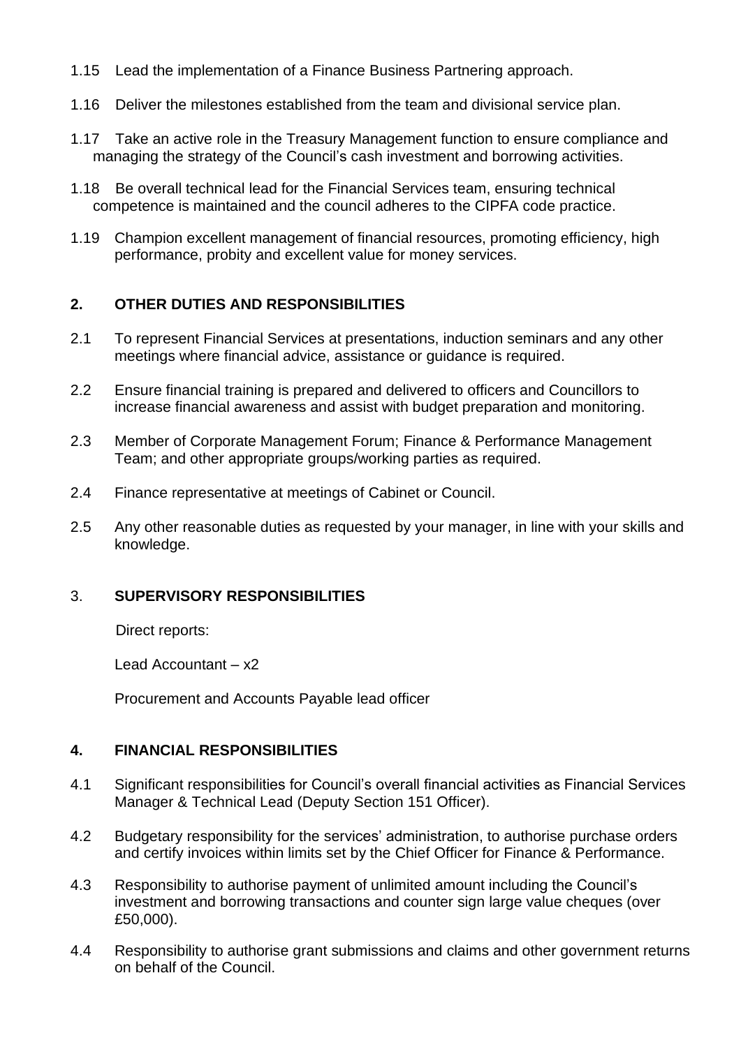1.15 Lead the implementation of a Finance Business Partnering approach.

1.16 Deliver the milestones established from the team and divisional service plan.

1.17 Take an active role in the Treasury Management function to ensure compliance and managing the strategy of the Council's cash investment and borrowing activities.

1.18 Be overall technical lead for the Financial Services team, ensuring technical competence is maintained and the council adheres to the CIPFA code practice.

1.19 Champion excellent management of financial resources, promoting efficiency, high performance, probity and excellent value for money services.

## 2. OTHER DUTIES AND RESPONSIBILITIES

2.1 To represent Financial Services at presentations, induction seminars and any other meetings where financial advice, assistance or guidance is required.

2.2 Ensure financial training is prepared and delivered to officers and Councillors to increase financial awareness and assist with budget preparation and monitoring.

2.3 Member of Corporate Management Forum; Finance & Performance Management Team; and other appropriate groups/working parties as required.

2.4 Finance representative at meetings of Cabinet or Council.

2.5 Any other reasonable duties as requested by your manager, in line with your skills and knowledge.

## 3. SUPERVISORY RESPONSIBILITIES

Direct reports:

Lead Accountant – x2

Procurement and Accounts Payable lead officer

## 4. FINANCIAL RESPONSIBILITIES

4.1 Significant responsibilities for Council's overall financial activities as Financial Services Manager & Technical Lead (Deputy Section 151 Officer).

4.2 Budgetary responsibility for the services' administration, to authorise purchase orders and certify invoices within limits set by the Chief Officer for Finance & Performance.

4.3 Responsibility to authorise payment of unlimited amount including the Council's investment and borrowing transactions and counter sign large value cheques (over £50,000).

4.4 Responsibility to authorise grant submissions and claims and other government returns on behalf of the Council.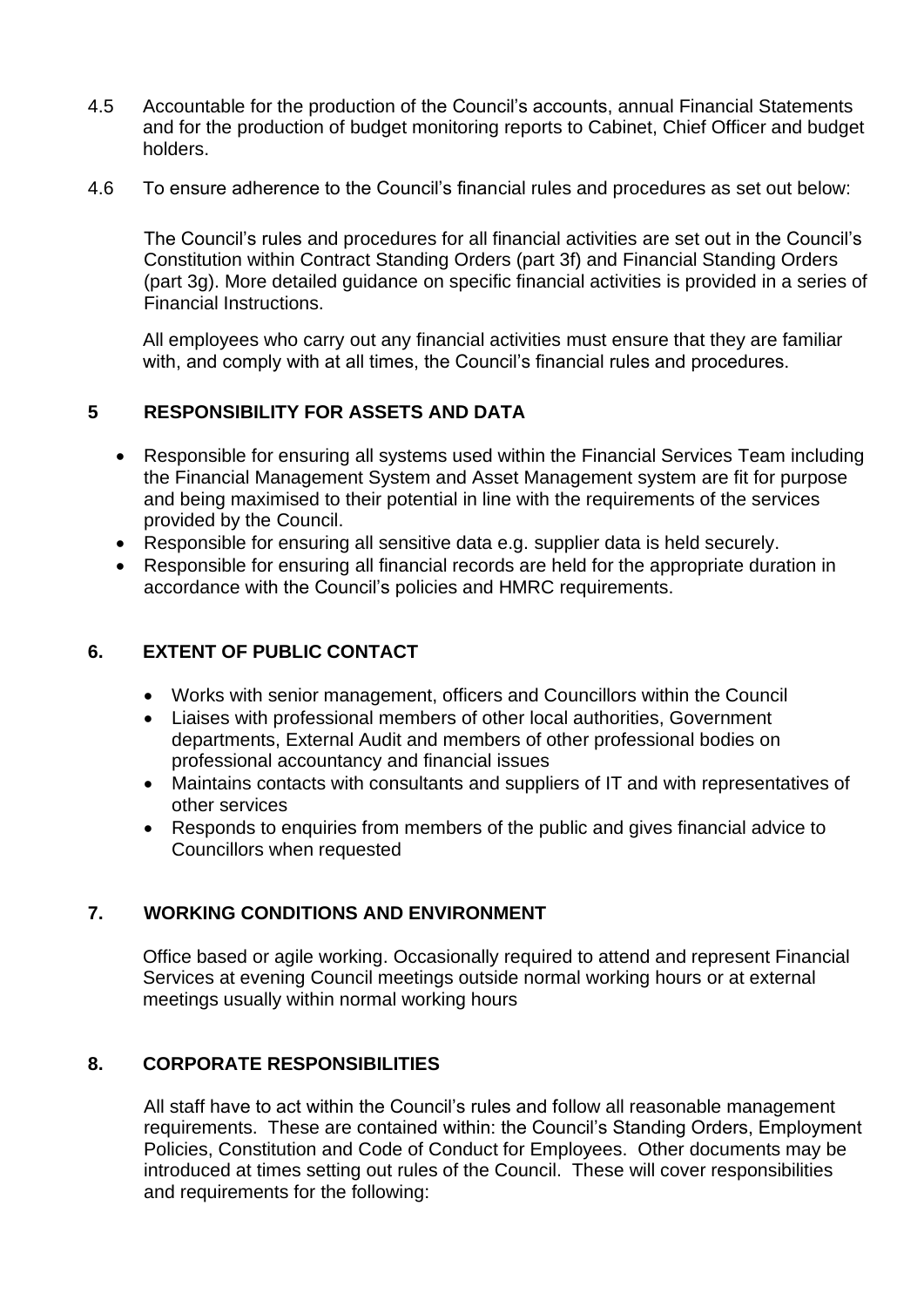4.5 Accountable for the production of the Council's accounts, annual Financial Statements and for the production of budget monitoring reports to Cabinet, Chief Officer and budget holders.

4.6 To ensure adherence to the Council's financial rules and procedures as set out below:

The Council's rules and procedures for all financial activities are set out in the Council's Constitution within Contract Standing Orders (part 3f) and Financial Standing Orders (part 3g). More detailed guidance on specific financial activities is provided in a series of Financial Instructions.

All employees who carry out any financial activities must ensure that they are familiar with, and comply with at all times, the Council's financial rules and procedures.

## 5 RESPONSIBILITY FOR ASSETS AND DATA

- Responsible for ensuring all systems used within the Financial Services Team including the Financial Management System and Asset Management system are fit for purpose and being maximised to their potential in line with the requirements of the services provided by the Council.
- Responsible for ensuring all sensitive data e.g. supplier data is held securely.
- Responsible for ensuring all financial records are held for the appropriate duration in accordance with the Council's policies and HMRC requirements.

## 6. EXTENT OF PUBLIC CONTACT

- Works with senior management, officers and Councillors within the Council
- Liaises with professional members of other local authorities, Government departments, External Audit and members of other professional bodies on professional accountancy and financial issues
- Maintains contacts with consultants and suppliers of IT and with representatives of other services
- Responds to enquiries from members of the public and gives financial advice to Councillors when requested

## 7. WORKING CONDITIONS AND ENVIRONMENT

Office based or agile working. Occasionally required to attend and represent Financial Services at evening Council meetings outside normal working hours or at external meetings usually within normal working hours

## 8. CORPORATE RESPONSIBILITIES

All staff have to act within the Council's rules and follow all reasonable management requirements. These are contained within: the Council's Standing Orders, Employment Policies, Constitution and Code of Conduct for Employees. Other documents may be introduced at times setting out rules of the Council. These will cover responsibilities and requirements for the following: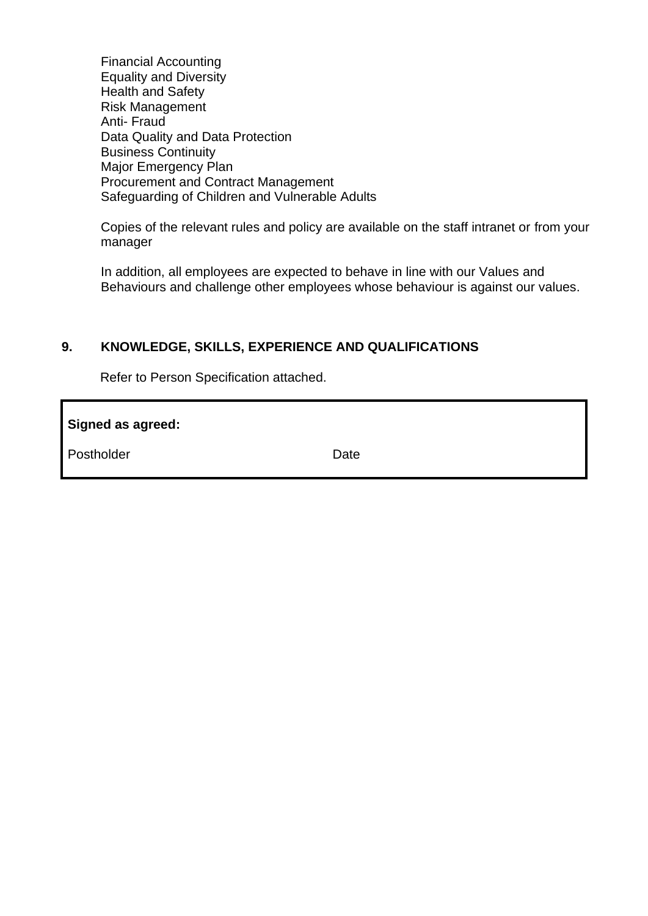Financial Accounting
Equality and Diversity
Health and Safety
Risk Management
Anti- Fraud
Data Quality and Data Protection
Business Continuity
Major Emergency Plan
Procurement and Contract Management
Safeguarding of Children and Vulnerable Adults

Copies of the relevant rules and policy are available on the staff intranet or from your manager

In addition, all employees are expected to behave in line with our Values and Behaviours and challenge other employees whose behaviour is against our values.

## 9. KNOWLEDGE, SKILLS, EXPERIENCE AND QUALIFICATIONS

Refer to Person Specification attached.

| **Signed as agreed:** | |
|---|---|
| Postholder | Date |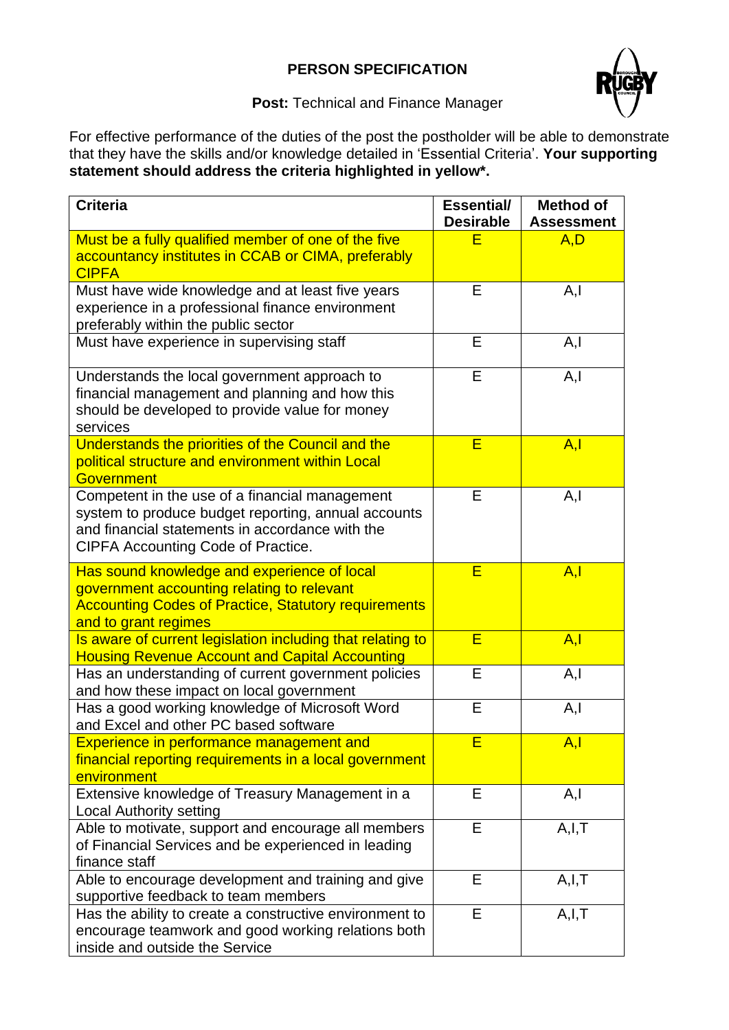# PERSON SPECIFICATION

**Post:** Technical and Finance Manager

For effective performance of the duties of the post the postholder will be able to demonstrate that they have the skills and/or knowledge detailed in 'Essential Criteria'. **Your supporting statement should address the criteria highlighted in yellow*.**

| Criteria | Essential/ Desirable | Method of Assessment |
|---|---|---|
| Must be a fully qualified member of one of the five accountancy institutes in CCAB or CIMA, preferably CIPFA | E | A,D |
| Must have wide knowledge and at least five years experience in a professional finance environment preferably within the public sector | E | A,I |
| Must have experience in supervising staff | E | A,I |
| Understands the local government approach to financial management and planning and how this should be developed to provide value for money services | E | A,I |
| Understands the priorities of the Council and the political structure and environment within Local Government | E | A,I |
| Competent in the use of a financial management system to produce budget reporting, annual accounts and financial statements in accordance with the CIPFA Accounting Code of Practice. | E | A,I |
| Has sound knowledge and experience of local government accounting relating to relevant Accounting Codes of Practice, Statutory requirements and to grant regimes | E | A,I |
| Is aware of current legislation including that relating to Housing Revenue Account and Capital Accounting | E | A,I |
| Has an understanding of current government policies and how these impact on local government | E | A,I |
| Has a good working knowledge of Microsoft Word and Excel and other PC based software | E | A,I |
| Experience in performance management and financial reporting requirements in a local government environment | E | A,I |
| Extensive knowledge of Treasury Management in a Local Authority setting | E | A,I |
| Able to motivate, support and encourage all members of Financial Services and be experienced in leading finance staff | E | A,I,T |
| Able to encourage development and training and give supportive feedback to team members | E | A,I,T |
| Has the ability to create a constructive environment to encourage teamwork and good working relations both inside and outside the Service | E | A,I,T |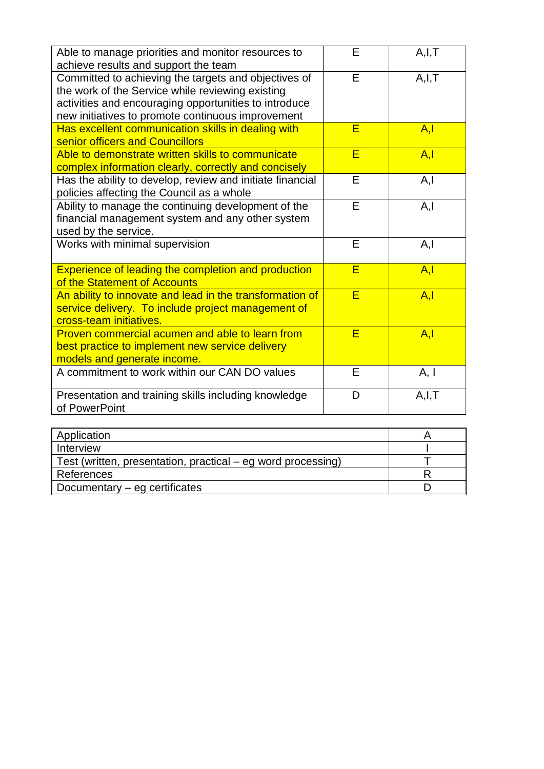| | | |
|---|---|---|
| Able to manage priorities and monitor resources to achieve results and support the team | E | A,I,T |
| Committed to achieving the targets and objectives of the work of the Service while reviewing existing activities and encouraging opportunities to introduce new initiatives to promote continuous improvement | E | A,I,T |
| Has excellent communication skills in dealing with senior officers and Councillors | E | A,I |
| Able to demonstrate written skills to communicate complex information clearly, correctly and concisely | E | A,I |
| Has the ability to develop, review and initiate financial policies affecting the Council as a whole | E | A,I |
| Ability to manage the continuing development of the financial management system and any other system used by the service. | E | A,I |
| Works with minimal supervision | E | A,I |
| Experience of leading the completion and production of the Statement of Accounts | E | A,I |
| An ability to innovate and lead in the transformation of service delivery. To include project management of cross-team initiatives. | E | A,I |
| Proven commercial acumen and able to learn from best practice to implement new service delivery models and generate income. | E | A,I |
| A commitment to work within our CAN DO values | E | A, I |
| Presentation and training skills including knowledge of PowerPoint | D | A,I,T |

| | |
|---|---|
| Application | A |
| Interview | I |
| Test (written, presentation, practical – eg word processing) | T |
| References | R |
| Documentary – eg certificates | D |